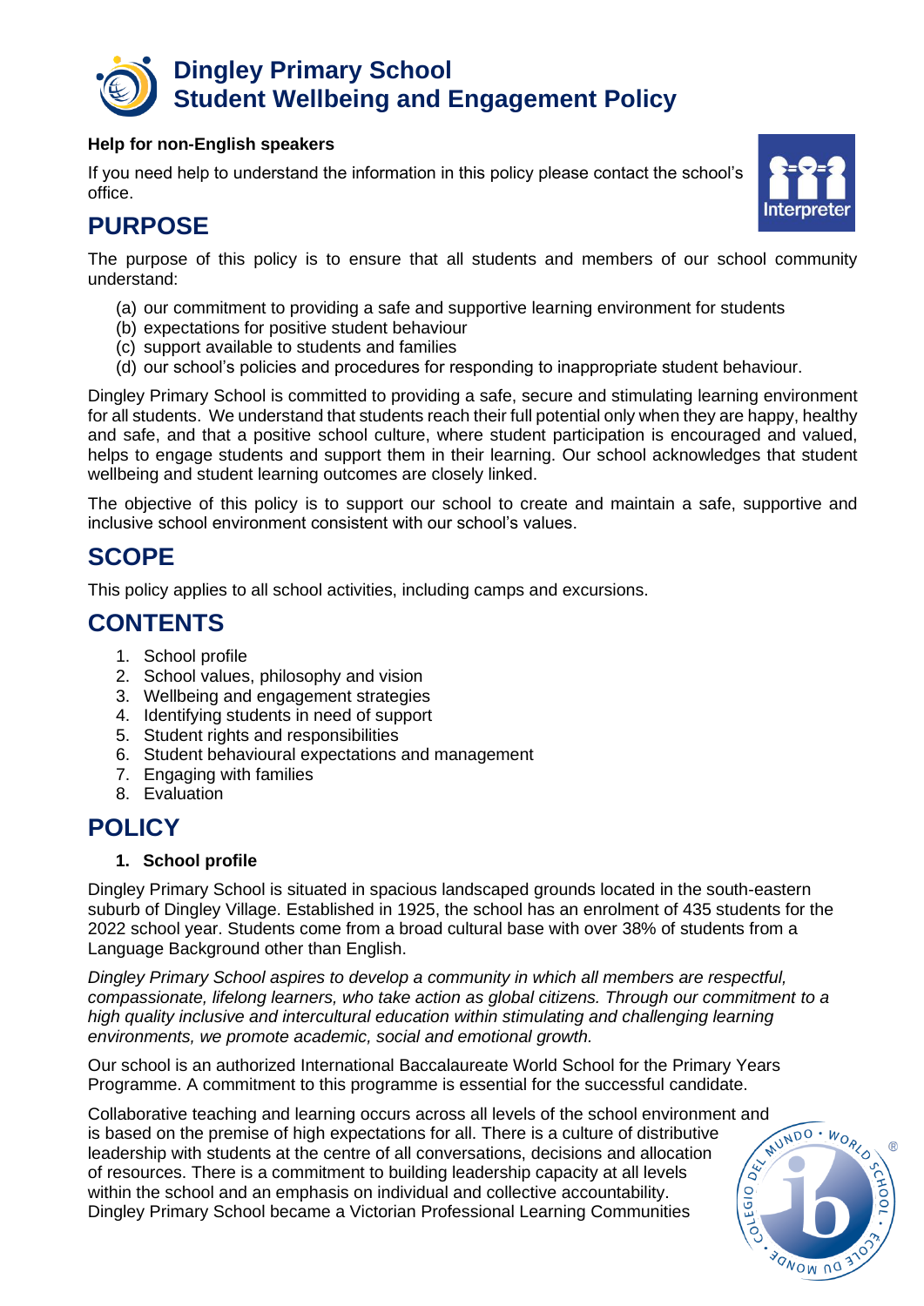# Dingley Primary School
# Student Wellbeing and Engagement Policy

**Help for non-English speakers**

If you need help to understand the information in this policy please contact the school's office.

## PURPOSE

The purpose of this policy is to ensure that all students and members of our school community understand:

(a) our commitment to providing a safe and supportive learning environment for students
(b) expectations for positive student behaviour
(c) support available to students and families
(d) our school's policies and procedures for responding to inappropriate student behaviour.

Dingley Primary School is committed to providing a safe, secure and stimulating learning environment for all students. We understand that students reach their full potential only when they are happy, healthy and safe, and that a positive school culture, where student participation is encouraged and valued, helps to engage students and support them in their learning. Our school acknowledges that student wellbeing and student learning outcomes are closely linked.

The objective of this policy is to support our school to create and maintain a safe, supportive and inclusive school environment consistent with our school's values.

## SCOPE

This policy applies to all school activities, including camps and excursions.

## CONTENTS

1. School profile
2. School values, philosophy and vision
3. Wellbeing and engagement strategies
4. Identifying students in need of support
5. Student rights and responsibilities
6. Student behavioural expectations and management
7. Engaging with families
8. Evaluation

## POLICY

### 1. School profile

Dingley Primary School is situated in spacious landscaped grounds located in the south-eastern suburb of Dingley Village. Established in 1925, the school has an enrolment of 435 students for the 2022 school year. Students come from a broad cultural base with over 38% of students from a Language Background other than English.

*Dingley Primary School aspires to develop a community in which all members are respectful, compassionate, lifelong learners, who take action as global citizens. Through our commitment to a high quality inclusive and intercultural education within stimulating and challenging learning environments, we promote academic, social and emotional growth.*

Our school is an authorized International Baccalaureate World School for the Primary Years Programme. A commitment to this programme is essential for the successful candidate.

Collaborative teaching and learning occurs across all levels of the school environment and is based on the premise of high expectations for all. There is a culture of distributive leadership with students at the centre of all conversations, decisions and allocation of resources. There is a commitment to building leadership capacity at all levels within the school and an emphasis on individual and collective accountability. Dingley Primary School became a Victorian Professional Learning Communities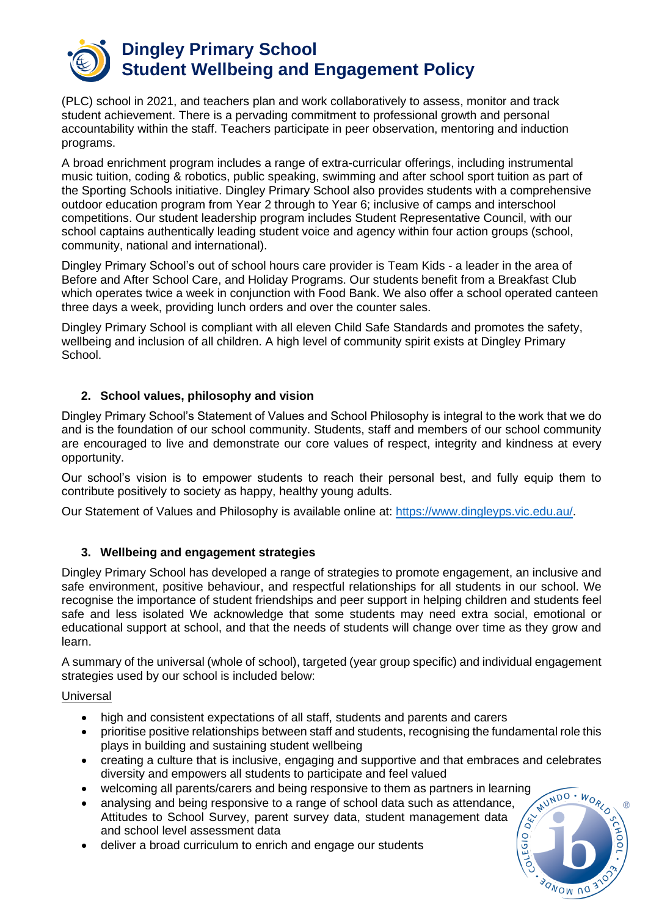(PLC) school in 2021, and teachers plan and work collaboratively to assess, monitor and track student achievement. There is a pervading commitment to professional growth and personal accountability within the staff. Teachers participate in peer observation, mentoring and induction programs.

A broad enrichment program includes a range of extra-curricular offerings, including instrumental music tuition, coding & robotics, public speaking, swimming and after school sport tuition as part of the Sporting Schools initiative. Dingley Primary School also provides students with a comprehensive outdoor education program from Year 2 through to Year 6; inclusive of camps and interschool competitions. Our student leadership program includes Student Representative Council, with our school captains authentically leading student voice and agency within four action groups (school, community, national and international).

Dingley Primary School's out of school hours care provider is Team Kids - a leader in the area of Before and After School Care, and Holiday Programs. Our students benefit from a Breakfast Club which operates twice a week in conjunction with Food Bank. We also offer a school operated canteen three days a week, providing lunch orders and over the counter sales.

Dingley Primary School is compliant with all eleven Child Safe Standards and promotes the safety, wellbeing and inclusion of all children. A high level of community spirit exists at Dingley Primary School.

## 2. School values, philosophy and vision

Dingley Primary School's Statement of Values and School Philosophy is integral to the work that we do and is the foundation of our school community. Students, staff and members of our school community are encouraged to live and demonstrate our core values of respect, integrity and kindness at every opportunity.

Our school's vision is to empower students to reach their personal best, and fully equip them to contribute positively to society as happy, healthy young adults.

Our Statement of Values and Philosophy is available online at: [https://www.dingleyps.vic.edu.au/](https://www.dingleyps.vic.edu.au/).

## 3. Wellbeing and engagement strategies

Dingley Primary School has developed a range of strategies to promote engagement, an inclusive and safe environment, positive behaviour, and respectful relationships for all students in our school. We recognise the importance of student friendships and peer support in helping children and students feel safe and less isolated We acknowledge that some students may need extra social, emotional or educational support at school, and that the needs of students will change over time as they grow and learn.

A summary of the universal (whole of school), targeted (year group specific) and individual engagement strategies used by our school is included below:

Universal

- high and consistent expectations of all staff, students and parents and carers
- prioritise positive relationships between staff and students, recognising the fundamental role this plays in building and sustaining student wellbeing
- creating a culture that is inclusive, engaging and supportive and that embraces and celebrates diversity and empowers all students to participate and feel valued
- welcoming all parents/carers and being responsive to them as partners in learning
- analysing and being responsive to a range of school data such as attendance, Attitudes to School Survey, parent survey data, student management data and school level assessment data
- deliver a broad curriculum to enrich and engage our students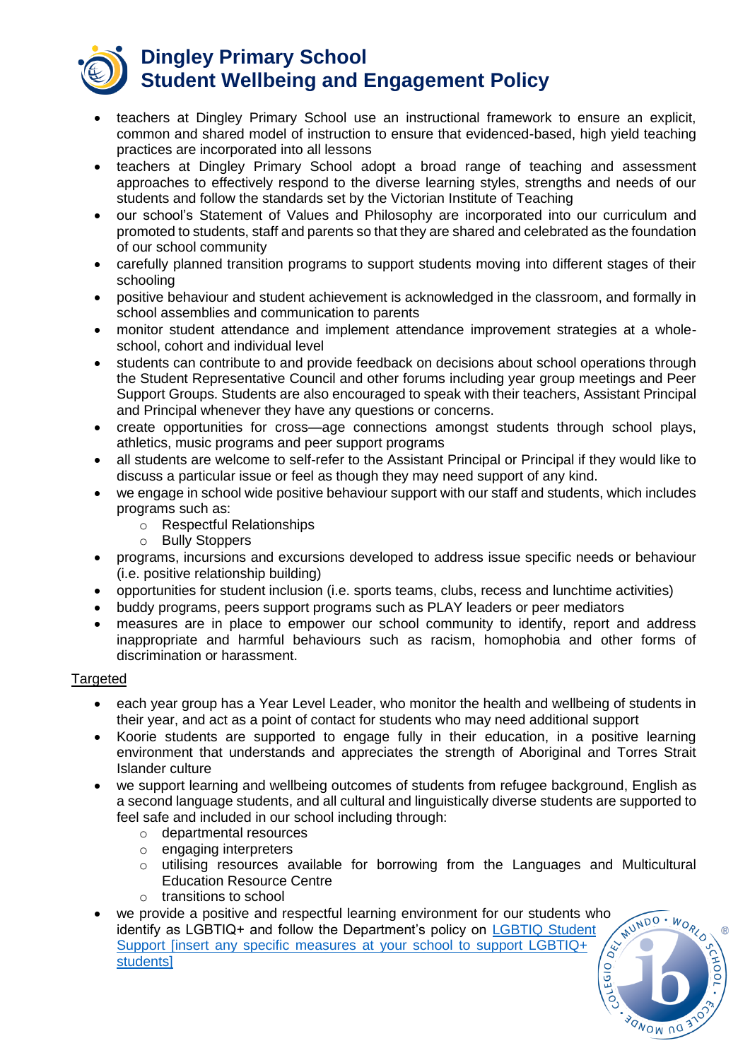- teachers at Dingley Primary School use an instructional framework to ensure an explicit, common and shared model of instruction to ensure that evidenced-based, high yield teaching practices are incorporated into all lessons
- teachers at Dingley Primary School adopt a broad range of teaching and assessment approaches to effectively respond to the diverse learning styles, strengths and needs of our students and follow the standards set by the Victorian Institute of Teaching
- our school's Statement of Values and Philosophy are incorporated into our curriculum and promoted to students, staff and parents so that they are shared and celebrated as the foundation of our school community
- carefully planned transition programs to support students moving into different stages of their schooling
- positive behaviour and student achievement is acknowledged in the classroom, and formally in school assemblies and communication to parents
- monitor student attendance and implement attendance improvement strategies at a whole-school, cohort and individual level
- students can contribute to and provide feedback on decisions about school operations through the Student Representative Council and other forums including year group meetings and Peer Support Groups. Students are also encouraged to speak with their teachers, Assistant Principal and Principal whenever they have any questions or concerns.
- create opportunities for cross—age connections amongst students through school plays, athletics, music programs and peer support programs
- all students are welcome to self-refer to the Assistant Principal or Principal if they would like to discuss a particular issue or feel as though they may need support of any kind.
- we engage in school wide positive behaviour support with our staff and students, which includes programs such as:
  - Respectful Relationships
  - Bully Stoppers
- programs, incursions and excursions developed to address issue specific needs or behaviour (i.e. positive relationship building)
- opportunities for student inclusion (i.e. sports teams, clubs, recess and lunchtime activities)
- buddy programs, peers support programs such as PLAY leaders or peer mediators
- measures are in place to empower our school community to identify, report and address inappropriate and harmful behaviours such as racism, homophobia and other forms of discrimination or harassment.

Targeted

- each year group has a Year Level Leader, who monitor the health and wellbeing of students in their year, and act as a point of contact for students who may need additional support
- Koorie students are supported to engage fully in their education, in a positive learning environment that understands and appreciates the strength of Aboriginal and Torres Strait Islander culture
- we support learning and wellbeing outcomes of students from refugee background, English as a second language students, and all cultural and linguistically diverse students are supported to feel safe and included in our school including through:
  - departmental resources
  - engaging interpreters
  - utilising resources available for borrowing from the Languages and Multicultural Education Resource Centre
  - transitions to school
- we provide a positive and respectful learning environment for our students who identify as LGBTIQ+ and follow the Department's policy on LGBTIQ Student Support [insert any specific measures at your school to support LGBTIQ+ students]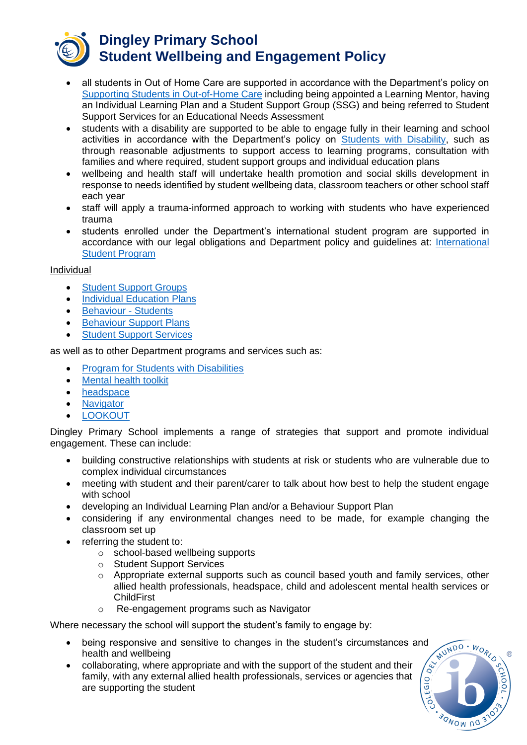- all students in Out of Home Care are supported in accordance with the Department's policy on [Supporting Students in Out-of-Home Care](#) including being appointed a Learning Mentor, having an Individual Learning Plan and a Student Support Group (SSG) and being referred to Student Support Services for an Educational Needs Assessment
- students with a disability are supported to be able to engage fully in their learning and school activities in accordance with the Department's policy on [Students with Disability](#), such as through reasonable adjustments to support access to learning programs, consultation with families and where required, student support groups and individual education plans
- wellbeing and health staff will undertake health promotion and social skills development in response to needs identified by student wellbeing data, classroom teachers or other school staff each year
- staff will apply a trauma-informed approach to working with students who have experienced trauma
- students enrolled under the Department's international student program are supported in accordance with our legal obligations and Department policy and guidelines at: [International Student Program](#)

<u>Individual</u>

- [Student Support Groups](#)
- [Individual Education Plans](#)
- [Behaviour - Students](#)
- [Behaviour Support Plans](#)
- [Student Support Services](#)

as well as to other Department programs and services such as:

- [Program for Students with Disabilities](#)
- [Mental health toolkit](#)
- [headspace](#)
- [Navigator](#)
- [LOOKOUT](#)

Dingley Primary School implements a range of strategies that support and promote individual engagement. These can include:

- building constructive relationships with students at risk or students who are vulnerable due to complex individual circumstances
- meeting with student and their parent/carer to talk about how best to help the student engage with school
- developing an Individual Learning Plan and/or a Behaviour Support Plan
- considering if any environmental changes need to be made, for example changing the classroom set up
- referring the student to:
  - school-based wellbeing supports
  - Student Support Services
  - Appropriate external supports such as council based youth and family services, other allied health professionals, headspace, child and adolescent mental health services or ChildFirst
  - Re-engagement programs such as Navigator

Where necessary the school will support the student's family to engage by:

- being responsive and sensitive to changes in the student's circumstances and health and wellbeing
- collaborating, where appropriate and with the support of the student and their family, with any external allied health professionals, services or agencies that are supporting the student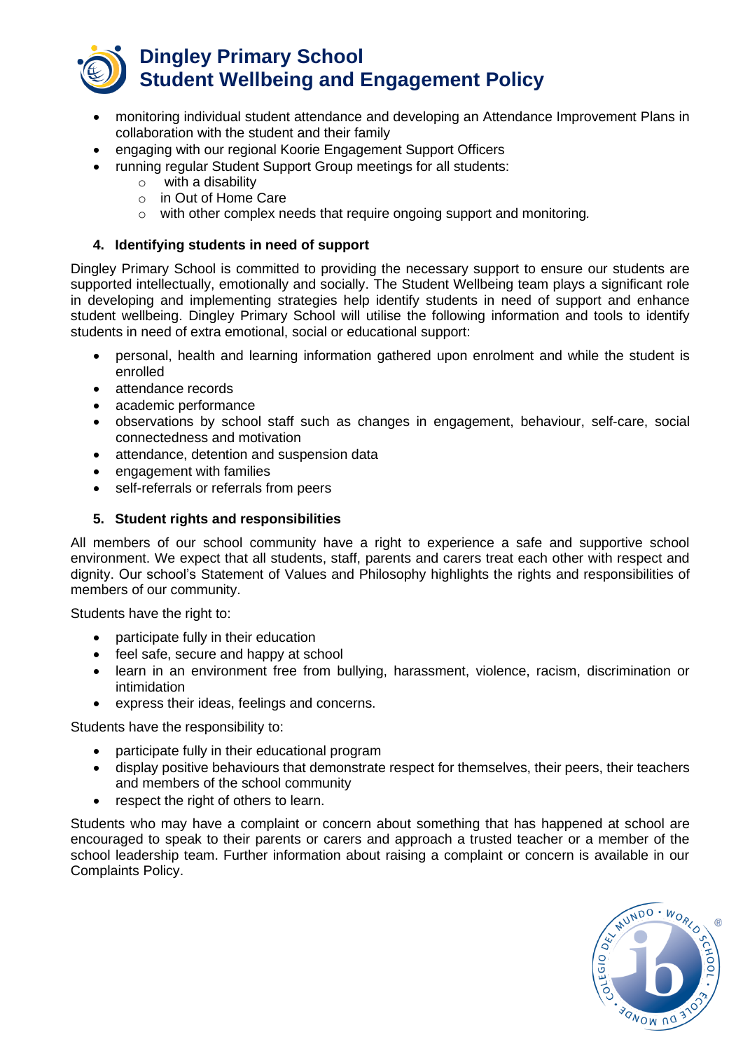- monitoring individual student attendance and developing an Attendance Improvement Plans in collaboration with the student and their family
- engaging with our regional Koorie Engagement Support Officers
- running regular Student Support Group meetings for all students:
  - with a disability
  - in Out of Home Care
  - with other complex needs that require ongoing support and monitoring.

## 4. Identifying students in need of support

Dingley Primary School is committed to providing the necessary support to ensure our students are supported intellectually, emotionally and socially. The Student Wellbeing team plays a significant role in developing and implementing strategies help identify students in need of support and enhance student wellbeing. Dingley Primary School will utilise the following information and tools to identify students in need of extra emotional, social or educational support:

- personal, health and learning information gathered upon enrolment and while the student is enrolled
- attendance records
- academic performance
- observations by school staff such as changes in engagement, behaviour, self-care, social connectedness and motivation
- attendance, detention and suspension data
- engagement with families
- self-referrals or referrals from peers

## 5. Student rights and responsibilities

All members of our school community have a right to experience a safe and supportive school environment. We expect that all students, staff, parents and carers treat each other with respect and dignity. Our school's Statement of Values and Philosophy highlights the rights and responsibilities of members of our community.

Students have the right to:

- participate fully in their education
- feel safe, secure and happy at school
- learn in an environment free from bullying, harassment, violence, racism, discrimination or intimidation
- express their ideas, feelings and concerns.

Students have the responsibility to:

- participate fully in their educational program
- display positive behaviours that demonstrate respect for themselves, their peers, their teachers and members of the school community
- respect the right of others to learn.

Students who may have a complaint or concern about something that has happened at school are encouraged to speak to their parents or carers and approach a trusted teacher or a member of the school leadership team. Further information about raising a complaint or concern is available in our Complaints Policy.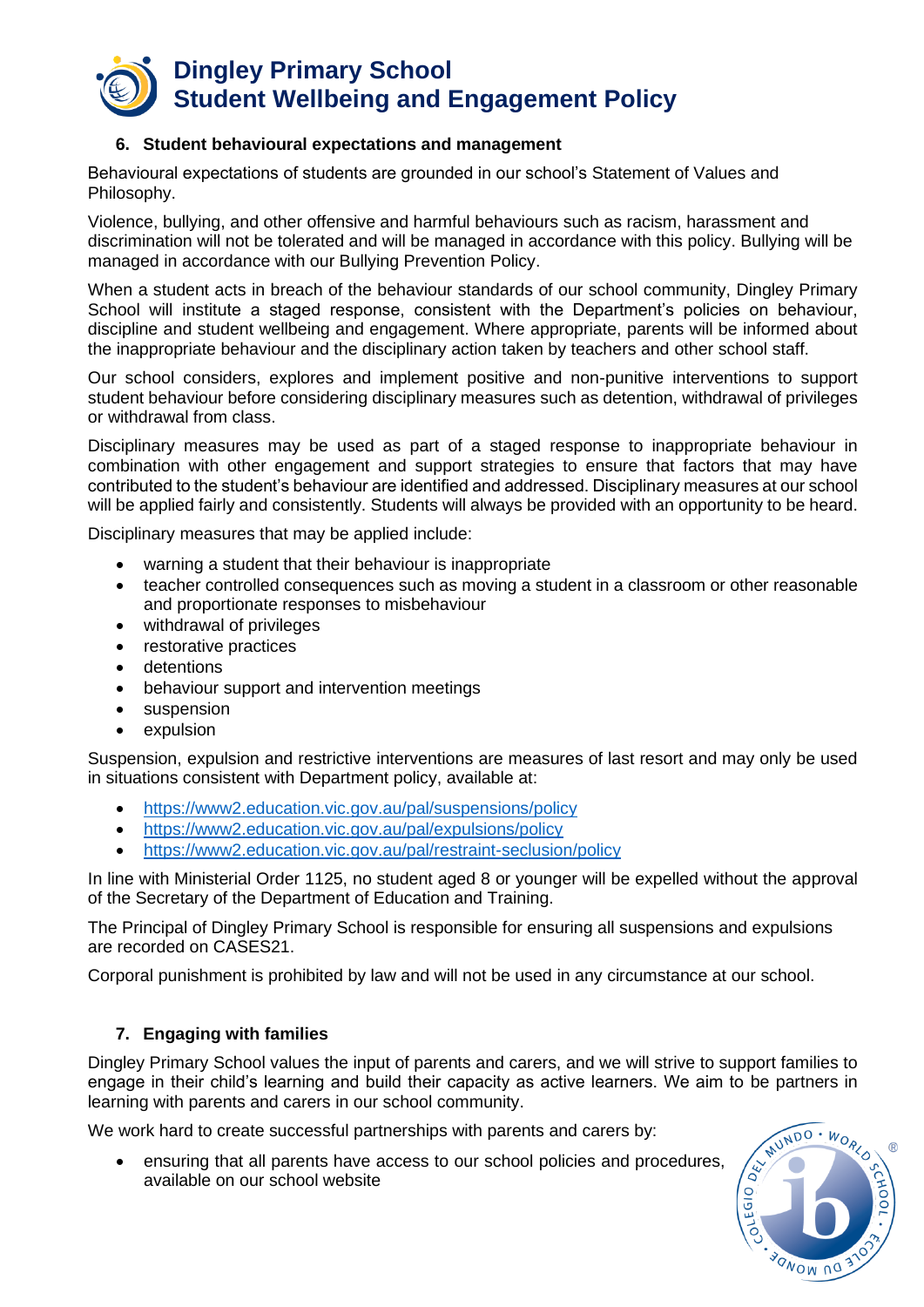## 6. Student behavioural expectations and management

Behavioural expectations of students are grounded in our school's Statement of Values and Philosophy.

Violence, bullying, and other offensive and harmful behaviours such as racism, harassment and discrimination will not be tolerated and will be managed in accordance with this policy. Bullying will be managed in accordance with our Bullying Prevention Policy.

When a student acts in breach of the behaviour standards of our school community, Dingley Primary School will institute a staged response, consistent with the Department's policies on behaviour, discipline and student wellbeing and engagement. Where appropriate, parents will be informed about the inappropriate behaviour and the disciplinary action taken by teachers and other school staff.

Our school considers, explores and implement positive and non-punitive interventions to support student behaviour before considering disciplinary measures such as detention, withdrawal of privileges or withdrawal from class.

Disciplinary measures may be used as part of a staged response to inappropriate behaviour in combination with other engagement and support strategies to ensure that factors that may have contributed to the student's behaviour are identified and addressed. Disciplinary measures at our school will be applied fairly and consistently. Students will always be provided with an opportunity to be heard.

Disciplinary measures that may be applied include:

- warning a student that their behaviour is inappropriate
- teacher controlled consequences such as moving a student in a classroom or other reasonable and proportionate responses to misbehaviour
- withdrawal of privileges
- restorative practices
- detentions
- behaviour support and intervention meetings
- suspension
- expulsion

Suspension, expulsion and restrictive interventions are measures of last resort and may only be used in situations consistent with Department policy, available at:

- https://www2.education.vic.gov.au/pal/suspensions/policy
- https://www2.education.vic.gov.au/pal/expulsions/policy
- https://www2.education.vic.gov.au/pal/restraint-seclusion/policy

In line with Ministerial Order 1125, no student aged 8 or younger will be expelled without the approval of the Secretary of the Department of Education and Training.

The Principal of Dingley Primary School is responsible for ensuring all suspensions and expulsions are recorded on CASES21.

Corporal punishment is prohibited by law and will not be used in any circumstance at our school.

## 7. Engaging with families

Dingley Primary School values the input of parents and carers, and we will strive to support families to engage in their child's learning and build their capacity as active learners. We aim to be partners in learning with parents and carers in our school community.

We work hard to create successful partnerships with parents and carers by:

- ensuring that all parents have access to our school policies and procedures, available on our school website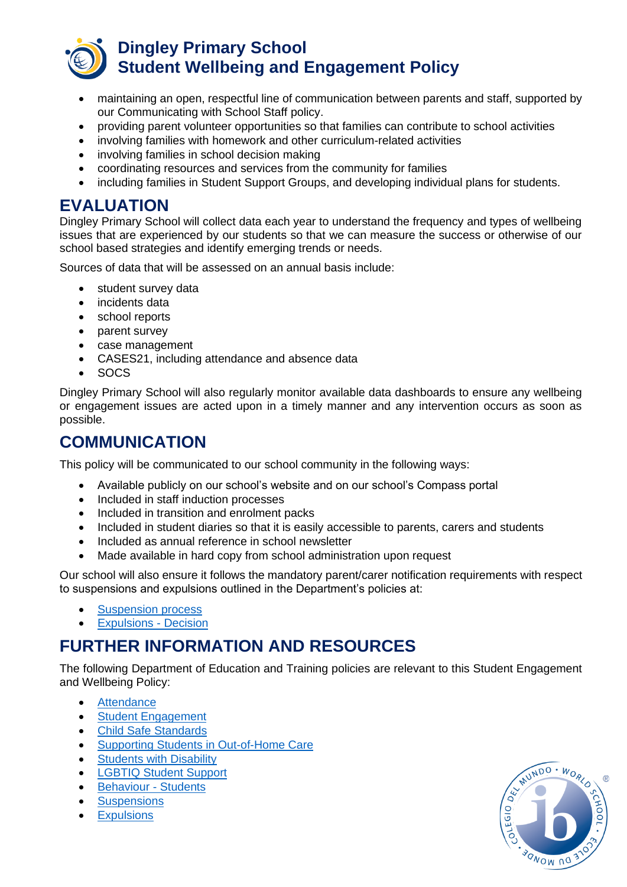- maintaining an open, respectful line of communication between parents and staff, supported by our Communicating with School Staff policy.
- providing parent volunteer opportunities so that families can contribute to school activities
- involving families with homework and other curriculum-related activities
- involving families in school decision making
- coordinating resources and services from the community for families
- including families in Student Support Groups, and developing individual plans for students.

## EVALUATION

Dingley Primary School will collect data each year to understand the frequency and types of wellbeing issues that are experienced by our students so that we can measure the success or otherwise of our school based strategies and identify emerging trends or needs.

Sources of data that will be assessed on an annual basis include:

- student survey data
- incidents data
- school reports
- parent survey
- case management
- CASES21, including attendance and absence data
- SOCS

Dingley Primary School will also regularly monitor available data dashboards to ensure any wellbeing or engagement issues are acted upon in a timely manner and any intervention occurs as soon as possible.

## COMMUNICATION

This policy will be communicated to our school community in the following ways:

- Available publicly on our school's website and on our school's Compass portal
- Included in staff induction processes
- Included in transition and enrolment packs
- Included in student diaries so that it is easily accessible to parents, carers and students
- Included as annual reference in school newsletter
- Made available in hard copy from school administration upon request

Our school will also ensure it follows the mandatory parent/carer notification requirements with respect to suspensions and expulsions outlined in the Department's policies at:

- Suspension process
- Expulsions - Decision

## FURTHER INFORMATION AND RESOURCES

The following Department of Education and Training policies are relevant to this Student Engagement and Wellbeing Policy:

- Attendance
- Student Engagement
- Child Safe Standards
- Supporting Students in Out-of-Home Care
- Students with Disability
- LGBTIQ Student Support
- Behaviour - Students
- Suspensions
- Expulsions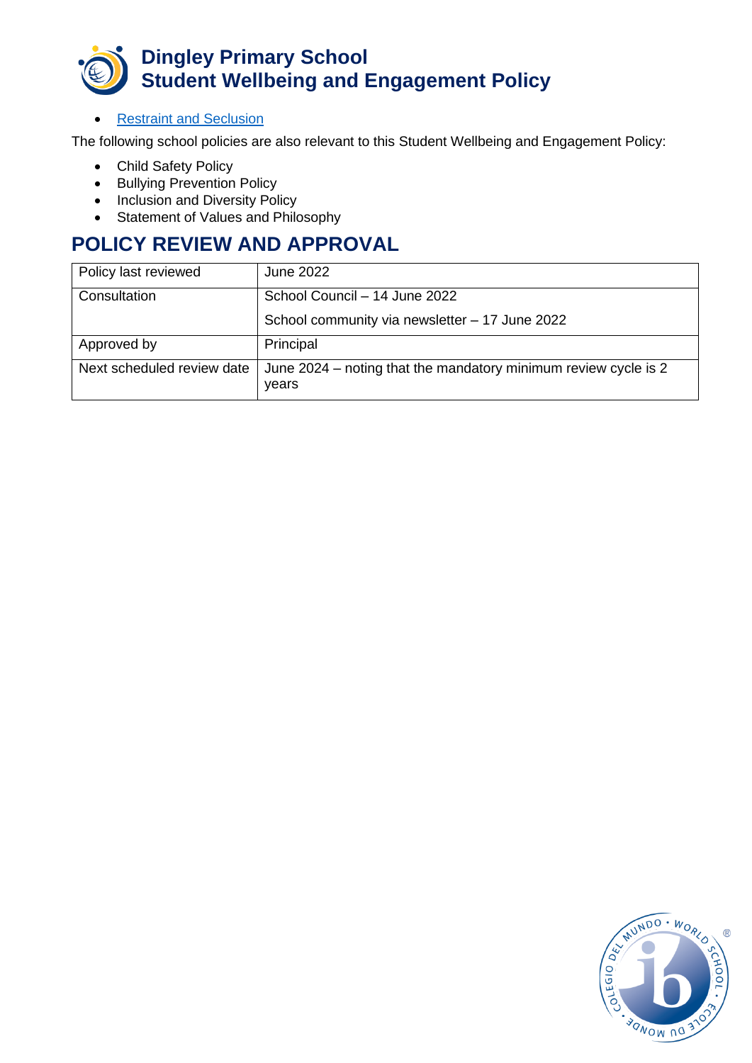- [Restraint and Seclusion](#)

The following school policies are also relevant to this Student Wellbeing and Engagement Policy:

- Child Safety Policy
- Bullying Prevention Policy
- Inclusion and Diversity Policy
- Statement of Values and Philosophy

## POLICY REVIEW AND APPROVAL

| | |
|---|---|
| Policy last reviewed | June 2022 |
| Consultation | School Council – 14 June 2022<br>School community via newsletter – 17 June 2022 |
| Approved by | Principal |
| Next scheduled review date | June 2024 – noting that the mandatory minimum review cycle is 2 years |